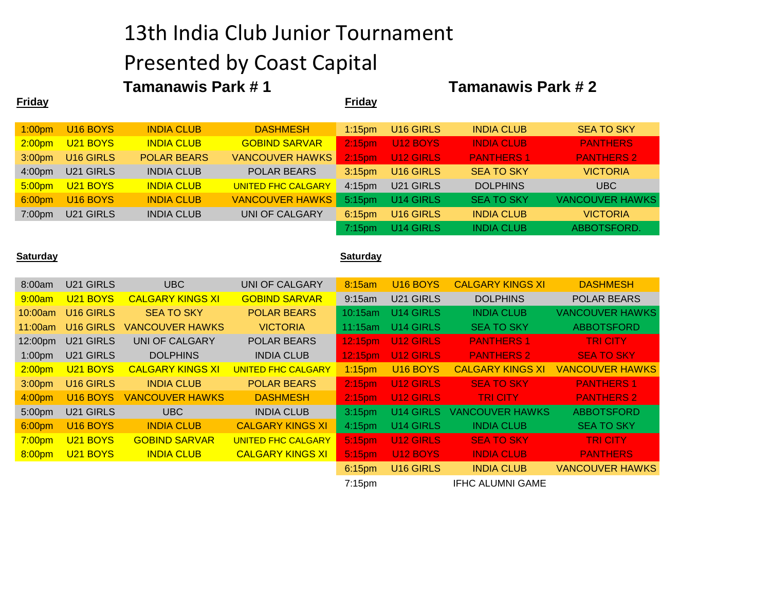# 13th India Club Junior Tournament

# Presented by Coast Capital

## Tamanawis Park # 1

**Friday**

| Time | Division | Team | Team |
|---|---|---|---|
| 1:00pm | U16 BOYS | INDIA CLUB | DASHMESH |
| 2:00pm | U21 BOYS | INDIA CLUB | GOBIND SARVAR |
| 3:00pm | U16 GIRLS | POLAR BEARS | VANCOUVER HAWKS |
| 4:00pm | U21 GIRLS | INDIA CLUB | POLAR BEARS |
| 5:00pm | U21 BOYS | INDIA CLUB | UNITED FHC CALGARY |
| 6:00pm | U16 BOYS | INDIA CLUB | VANCOUVER HAWKS |
| 7:00pm | U21 GIRLS | INDIA CLUB | UNI OF CALGARY |

**Saturday**

| Time | Division | Team | Team |
|---|---|---|---|
| 8:00am | U21 GIRLS | UBC | UNI OF CALGARY |
| 9:00am | U21 BOYS | CALGARY KINGS XI | GOBIND SARVAR |
| 10:00am | U16 GIRLS | SEA TO SKY | POLAR BEARS |
| 11:00am | U16 GIRLS | VANCOUVER HAWKS | VICTORIA |
| 12:00pm | U21 GIRLS | UNI OF CALGARY | POLAR BEARS |
| 1:00pm | U21 GIRLS | DOLPHINS | INDIA CLUB |
| 2:00pm | U21 BOYS | CALGARY KINGS XI | UNITED FHC CALGARY |
| 3:00pm | U16 GIRLS | INDIA CLUB | POLAR BEARS |
| 4:00pm | U16 BOYS | VANCOUVER HAWKS | DASHMESH |
| 5:00pm | U21 GIRLS | UBC | INDIA CLUB |
| 6:00pm | U16 BOYS | INDIA CLUB | CALGARY KINGS XI |
| 7:00pm | U21 BOYS | GOBIND SARVAR | UNITED FHC CALGARY |
| 8:00pm | U21 BOYS | INDIA CLUB | CALGARY KINGS XI |

## Tamanawis Park # 2

**Friday**

| Time | Division | Team | Team |
|---|---|---|---|
| 1:15pm | U16 GIRLS | INDIA CLUB | SEA TO SKY |
| 2:15pm | U12 BOYS | INDIA CLUB | PANTHERS |
| 2:15pm | U12 GIRLS | PANTHERS 1 | PANTHERS 2 |
| 3:15pm | U16 GIRLS | SEA TO SKY | VICTORIA |
| 4:15pm | U21 GIRLS | DOLPHINS | UBC |
| 5:15pm | U14 GIRLS | SEA TO SKY | VANCOUVER HAWKS |
| 6:15pm | U16 GIRLS | INDIA CLUB | VICTORIA |
| 7:15pm | U14 GIRLS | INDIA CLUB | ABBOTSFORD. |

**Saturday**

| Time | Division | Team | Team |
|---|---|---|---|
| 8:15am | U16 BOYS | CALGARY KINGS XI | DASHMESH |
| 9:15am | U21 GIRLS | DOLPHINS | POLAR BEARS |
| 10:15am | U14 GIRLS | INDIA CLUB | VANCOUVER HAWKS |
| 11:15am | U14 GIRLS | SEA TO SKY | ABBOTSFORD |
| 12:15pm | U12 GIRLS | PANTHERS 1 | TRI CITY |
| 12:15pm | U12 GIRLS | PANTHERS 2 | SEA TO SKY |
| 1:15pm | U16 BOYS | CALGARY KINGS XI | VANCOUVER HAWKS |
| 2:15pm | U12 GIRLS | SEA TO SKY | PANTHERS 1 |
| 2:15pm | U12 GIRLS | TRI CITY | PANTHERS 2 |
| 3:15pm | U14 GIRLS | VANCOUVER HAWKS | ABBOTSFORD |
| 4:15pm | U14 GIRLS | INDIA CLUB | SEA TO SKY |
| 5:15pm | U12 GIRLS | SEA TO SKY | TRI CITY |
| 5:15pm | U12 BOYS | INDIA CLUB | PANTHERS |
| 6:15pm | U16 GIRLS | INDIA CLUB | VANCOUVER HAWKS |
| 7:15pm | | IFHC ALUMNI GAME | |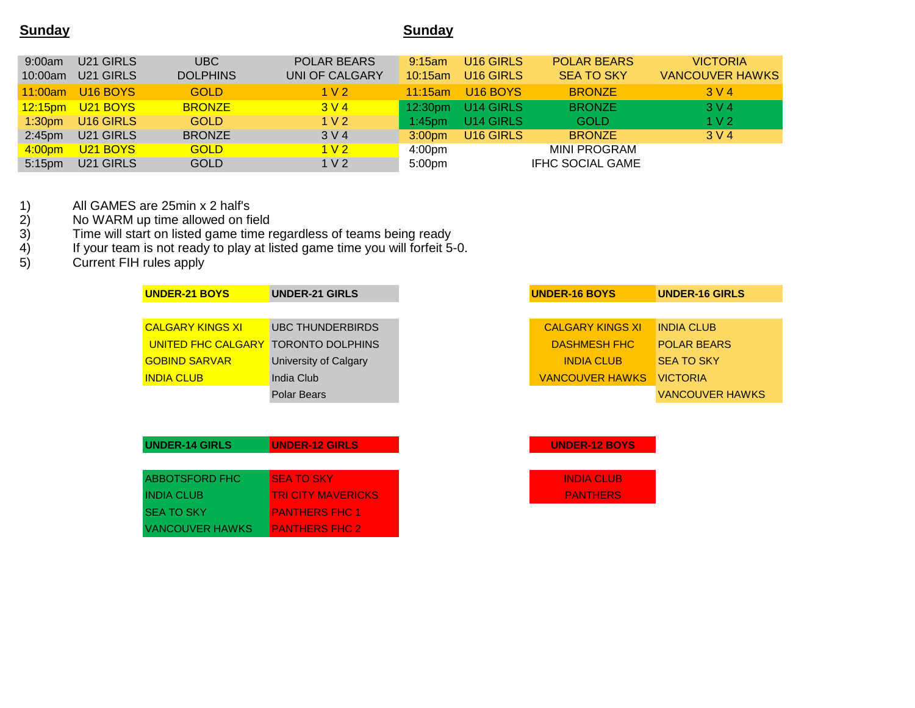**Sunday**

| | | | |
|---|---|---|---|
| 9:00am | U21 GIRLS | UBC | POLAR BEARS |
| 10:00am | U21 GIRLS | DOLPHINS | UNI OF CALGARY |
| 11:00am | U16 BOYS | GOLD | 1 V 2 |
| 12:15pm | U21 BOYS | BRONZE | 3 V 4 |
| 1:30pm | U16 GIRLS | GOLD | 1 V 2 |
| 2:45pm | U21 GIRLS | BRONZE | 3 V 4 |
| 4:00pm | U21 BOYS | GOLD | 1 V 2 |
| 5:15pm | U21 GIRLS | GOLD | 1 V 2 |

**Sunday**

| | | | |
|---|---|---|---|
| 9:15am | U16 GIRLS | POLAR BEARS | VICTORIA |
| 10:15am | U16 GIRLS | SEA TO SKY | VANCOUVER HAWKS |
| 11:15am | U16 BOYS | BRONZE | 3 V 4 |
| 12:30pm | U14 GIRLS | BRONZE | 3 V 4 |
| 1:45pm | U14 GIRLS | GOLD | 1 V 2 |
| 3:00pm | U16 GIRLS | BRONZE | 3 V 4 |
| 4:00pm | | MINI PROGRAM | |
| 5:00pm | | IFHC SOCIAL GAME | |

1) All GAMES are 25min x 2 half's
2) No WARM up time allowed on field
3) Time will start on listed game time regardless of teams being ready
4) If your team is not ready to play at listed game time you will forfeit 5-0.
5) Current FIH rules apply

| UNDER-21 BOYS | UNDER-21 GIRLS |
|---|---|
| CALGARY KINGS XI | UBC THUNDERBIRDS |
| UNITED FHC CALGARY | TORONTO DOLPHINS |
| GOBIND SARVAR | University of Calgary |
| INDIA CLUB | India Club |
| | Polar Bears |

| UNDER-16 BOYS | UNDER-16 GIRLS |
|---|---|
| CALGARY KINGS XI | INDIA CLUB |
| DASHMESH FHC | POLAR BEARS |
| INDIA CLUB | SEA TO SKY |
| VANCOUVER HAWKS | VICTORIA |
| | VANCOUVER HAWKS |

| UNDER-14 GIRLS | UNDER-12 GIRLS |
|---|---|
| ABBOTSFORD FHC | SEA TO SKY |
| INDIA CLUB | TRI CITY MAVERICKS |
| SEA TO SKY | PANTHERS FHC 1 |
| VANCOUVER HAWKS | PANTHERS FHC 2 |

| UNDER-12 BOYS |
|---|
| INDIA CLUB |
| PANTHERS |